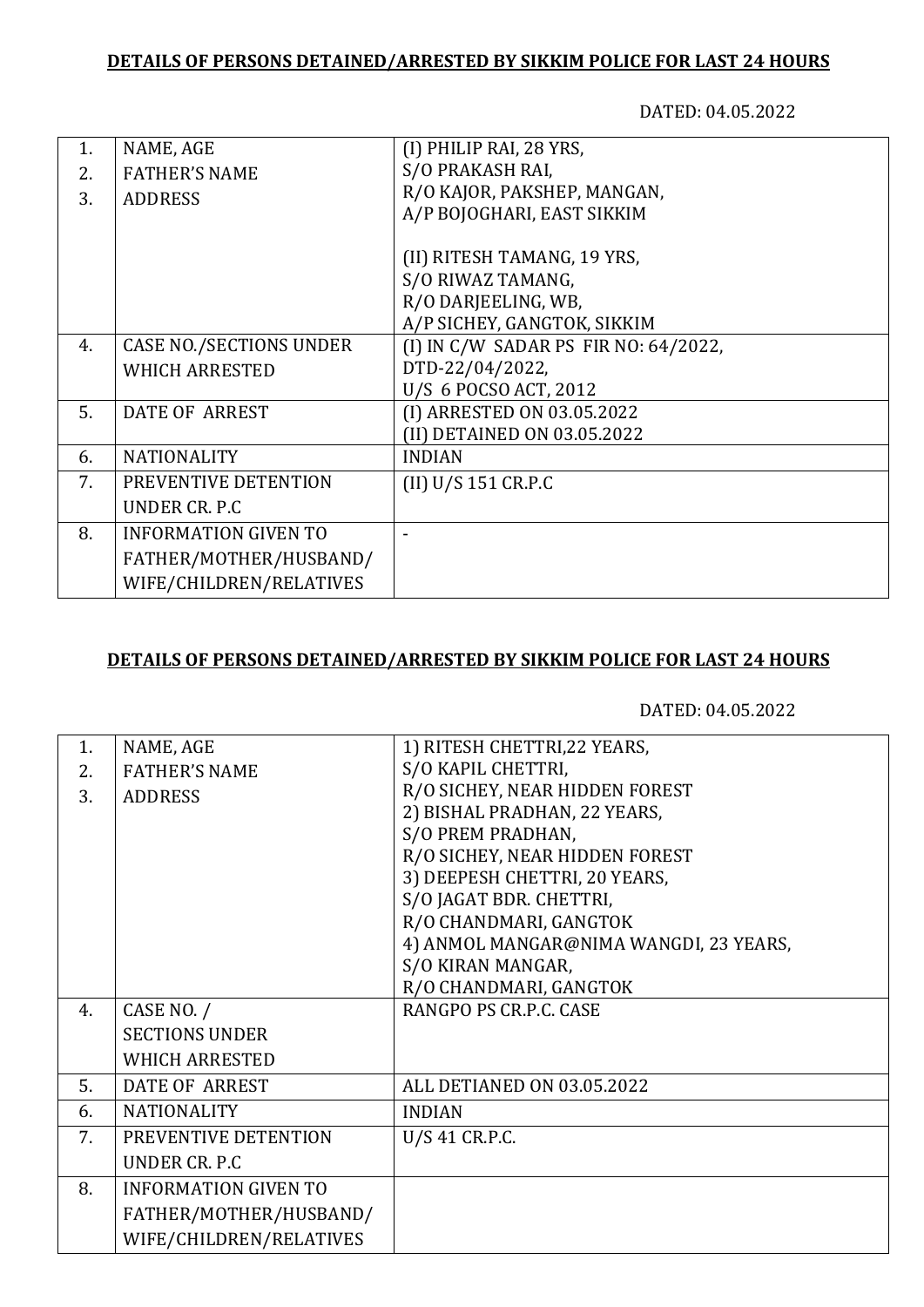**DETAILS OF PERSONS DETAINED/ARRESTED BY SIKKIM POLICE FOR LAST 24 HOURS**

DATED: 04.05.2022

| | | |
|---|---|---|
| 1.<br>2.<br>3. | NAME, AGE<br>FATHER'S NAME<br>ADDRESS | (I) PHILIP RAI, 28 YRS,<br>S/O PRAKASH RAI,<br>R/O KAJOR, PAKSHEP, MANGAN,<br>A/P BOJOGHARI, EAST SIKKIM<br><br>(II) RITESH TAMANG, 19 YRS,<br>S/O RIWAZ TAMANG,<br>R/O DARJEELING, WB,<br>A/P SICHEY, GANGTOK, SIKKIM |
| 4. | CASE NO./SECTIONS UNDER WHICH ARRESTED | (I) IN C/W SADAR PS FIR NO: 64/2022,<br>DTD-22/04/2022,<br>U/S 6 POCSO ACT, 2012 |
| 5. | DATE OF ARREST | (I) ARRESTED ON 03.05.2022<br>(II) DETAINED ON 03.05.2022 |
| 6. | NATIONALITY | INDIAN |
| 7. | PREVENTIVE DETENTION UNDER CR. P.C | (II) U/S 151 CR.P.C |
| 8. | INFORMATION GIVEN TO FATHER/MOTHER/HUSBAND/ WIFE/CHILDREN/RELATIVES | - |

**DETAILS OF PERSONS DETAINED/ARRESTED BY SIKKIM POLICE FOR LAST 24 HOURS**

DATED: 04.05.2022

| | | |
|---|---|---|
| 1.<br>2.<br>3. | NAME, AGE<br>FATHER'S NAME<br>ADDRESS | 1) RITESH CHETTRI,22 YEARS,<br>S/O KAPIL CHETTRI,<br>R/O SICHEY, NEAR HIDDEN FOREST<br>2) BISHAL PRADHAN, 22 YEARS,<br>S/O PREM PRADHAN,<br>R/O SICHEY, NEAR HIDDEN FOREST<br>3) DEEPESH CHETTRI, 20 YEARS,<br>S/O JAGAT BDR. CHETTRI,<br>R/O CHANDMARI, GANGTOK<br>4) ANMOL MANGAR@NIMA WANGDI, 23 YEARS,<br>S/O KIRAN MANGAR,<br>R/O CHANDMARI, GANGTOK |
| 4. | CASE NO. /<br>SECTIONS UNDER<br>WHICH ARRESTED | RANGPO PS CR.P.C. CASE |
| 5. | DATE OF ARREST | ALL DETIANED ON 03.05.2022 |
| 6. | NATIONALITY | INDIAN |
| 7. | PREVENTIVE DETENTION UNDER CR. P.C | U/S 41 CR.P.C. |
| 8. | INFORMATION GIVEN TO FATHER/MOTHER/HUSBAND/ WIFE/CHILDREN/RELATIVES | |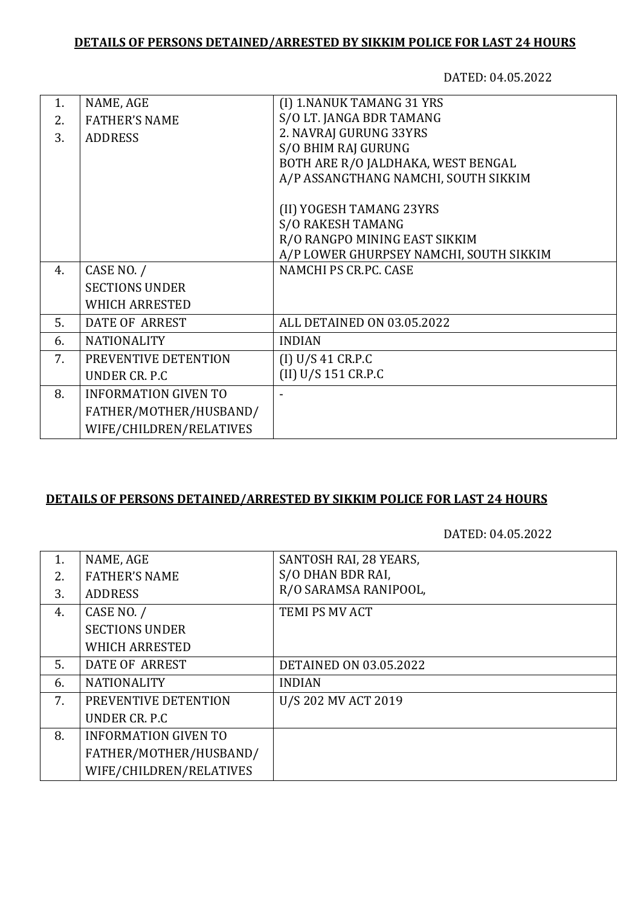**DETAILS OF PERSONS DETAINED/ARRESTED BY SIKKIM POLICE FOR LAST 24 HOURS**

DATED: 04.05.2022

| | | |
|---|---|---|
| 1.<br>2.<br>3. | NAME, AGE<br>FATHER'S NAME<br>ADDRESS | (I) 1.NANUK TAMANG 31 YRS<br>S/O LT. JANGA BDR TAMANG<br>2. NAVRAJ GURUNG 33YRS<br>S/O BHIM RAJ GURUNG<br>BOTH ARE R/O JALDHAKA, WEST BENGAL<br>A/P ASSANGTHANG NAMCHI, SOUTH SIKKIM<br><br>(II) YOGESH TAMANG 23YRS<br>S/O RAKESH TAMANG<br>R/O RANGPO MINING EAST SIKKIM<br>A/P LOWER GHURPSEY NAMCHI, SOUTH SIKKIM |
| 4. | CASE NO. /<br>SECTIONS UNDER<br>WHICH ARRESTED | NAMCHI PS CR.PC. CASE |
| 5. | DATE OF ARREST | ALL DETAINED ON 03.05.2022 |
| 6. | NATIONALITY | INDIAN |
| 7. | PREVENTIVE DETENTION<br>UNDER CR. P.C | (I) U/S 41 CR.P.C<br>(II) U/S 151 CR.P.C |
| 8. | INFORMATION GIVEN TO<br>FATHER/MOTHER/HUSBAND/<br>WIFE/CHILDREN/RELATIVES | - |

**DETAILS OF PERSONS DETAINED/ARRESTED BY SIKKIM POLICE FOR LAST 24 HOURS**

DATED: 04.05.2022

| | | |
|---|---|---|
| 1.<br>2.<br>3. | NAME, AGE<br>FATHER'S NAME<br>ADDRESS | SANTOSH RAI, 28 YEARS,<br>S/O DHAN BDR RAI,<br>R/O SARAMSA RANIPOOL, |
| 4. | CASE NO. /<br>SECTIONS UNDER<br>WHICH ARRESTED | TEMI PS MV ACT |
| 5. | DATE OF ARREST | DETAINED ON 03.05.2022 |
| 6. | NATIONALITY | INDIAN |
| 7. | PREVENTIVE DETENTION<br>UNDER CR. P.C | U/S 202 MV ACT 2019 |
| 8. | INFORMATION GIVEN TO<br>FATHER/MOTHER/HUSBAND/<br>WIFE/CHILDREN/RELATIVES | |